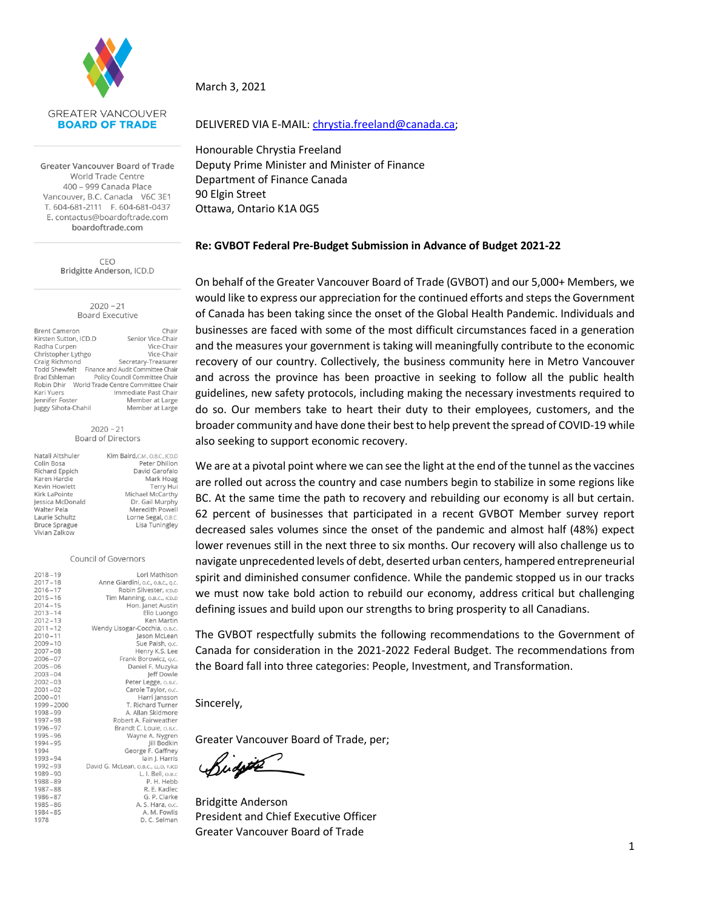GREATER VANCOUVER
**BOARD OF TRADE**

Greater Vancouver Board of Trade
World Trade Centre
400 – 999 Canada Place
Vancouver, B.C. Canada V6C 3E1
T. 604-681-2111 F. 604-681-0437
E. contactus@boardoftrade.com
boardoftrade.com

CEO
Bridgitte Anderson, ICD.D

2020 – 21
Board Executive

| | |
|---|---|
| Brent Cameron | Chair |
| Kirsten Sutton, ICD.D | Senior Vice-Chair |
| Radha Curpen | Vice-Chair |
| Christopher Lythgo | Vice-Chair |
| Craig Richmond | Secretary-Treasurer |
| Todd Shewfelt | Finance and Audit Committee Chair |
| Brad Eshleman | Policy Council Committee Chair |
| Robin Dhir | World Trade Centre Committee Chair |
| Kari Yuers | Immediate Past Chair |
| Jennifer Foster | Member at Large |
| Juggy Sihota-Chahil | Member at Large |

2020 – 21
Board of Directors

| | |
|---|---|
| Natali Altshuler | Kim Baird, C.M., O.B.C., ICD.D |
| Colin Bosa | Peter Dhillon |
| Richard Eppich | David Garofalo |
| Karen Hardie | Mark Hoag |
| Kevin Howlett | Terry Hui |
| Kirk LaPointe | Michael McCarthy |
| Jessica McDonald | Dr. Gail Murphy |
| Walter Pela | Meredith Powell |
| Laurie Schultz | Lorne Segal, O.B.C. |
| Bruce Sprague | Lisa Tuningley |
| Vivian Zalkow | |

Council of Governors

| | |
|---|---|
| 2018 – 19 | Lori Mathison |
| 2017 – 18 | Anne Giardini, O.C., O.B.C., Q.C. |
| 2016 – 17 | Robin Silvester, ICD.D |
| 2015 – 16 | Tim Manning, O.B.C., ICD.D |
| 2014 – 15 | Hon. Janet Austin |
| 2013 – 14 | Elio Luongo |
| 2012 – 13 | Ken Martin |
| 2011 – 12 | Wendy Lisogar-Cocchia, O.B.C. |
| 2010 – 11 | Jason McLean |
| 2009 – 10 | Sue Paish, Q.C. |
| 2007 – 08 | Henry K.S. Lee |
| 2006 – 07 | Frank Borowicz, Q.C. |
| 2005 – 06 | Daniel F. Muzyka |
| 2003 – 04 | Jeff Dowle |
| 2002 – 03 | Peter Legge, O.B.C. |
| 2001 – 02 | Carole Taylor, O.C. |
| 2000 – 01 | Harri Jansson |
| 1999 – 2000 | T. Richard Turner |
| 1998 – 99 | A. Allan Skidmore |
| 1997 – 98 | Robert A. Fairweather |
| 1996 – 97 | Brandt C. Louie, O.B.C. |
| 1995 – 96 | Wayne A. Nygren |
| 1994 – 95 | Jill Bodkin |
| 1994 | George F. Gaffney |
| 1993 – 94 | Iain J. Harris |
| 1992 – 93 | David G. McLean, O.B.C., LL.D, F.ICD |
| 1989 – 90 | L. I. Bell, O.B.C |
| 1988 – 89 | P. H. Hebb |
| 1987 – 88 | R. E. Kadlec |
| 1986 – 87 | G. P. Clarke |
| 1985 – 86 | A. S. Hara, O.C. |
| 1984 – 85 | A. M. Fowlis |
| 1978 | D. C. Selman |

March 3, 2021

DELIVERED VIA E-MAIL: chrystia.freeland@canada.ca;

Honourable Chrystia Freeland
Deputy Prime Minister and Minister of Finance
Department of Finance Canada
90 Elgin Street
Ottawa, Ontario K1A 0G5

**Re: GVBOT Federal Pre-Budget Submission in Advance of Budget 2021-22**

On behalf of the Greater Vancouver Board of Trade (GVBOT) and our 5,000+ Members, we would like to express our appreciation for the continued efforts and steps the Government of Canada has been taking since the onset of the Global Health Pandemic. Individuals and businesses are faced with some of the most difficult circumstances faced in a generation and the measures your government is taking will meaningfully contribute to the economic recovery of our country. Collectively, the business community here in Metro Vancouver and across the province has been proactive in seeking to follow all the public health guidelines, new safety protocols, including making the necessary investments required to do so. Our members take to heart their duty to their employees, customers, and the broader community and have done their best to help prevent the spread of COVID-19 while also seeking to support economic recovery.

We are at a pivotal point where we can see the light at the end of the tunnel as the vaccines are rolled out across the country and case numbers begin to stabilize in some regions like BC. At the same time the path to recovery and rebuilding our economy is all but certain. 62 percent of businesses that participated in a recent GVBOT Member survey report decreased sales volumes since the onset of the pandemic and almost half (48%) expect lower revenues still in the next three to six months. Our recovery will also challenge us to navigate unprecedented levels of debt, deserted urban centers, hampered entrepreneurial spirit and diminished consumer confidence. While the pandemic stopped us in our tracks we must now take bold action to rebuild our economy, address critical but challenging defining issues and build upon our strengths to bring prosperity to all Canadians.

The GVBOT respectfully submits the following recommendations to the Government of Canada for consideration in the 2021-2022 Federal Budget. The recommendations from the Board fall into three categories: People, Investment, and Transformation.

Sincerely,

Greater Vancouver Board of Trade, per;

Bridgitte Anderson
President and Chief Executive Officer
Greater Vancouver Board of Trade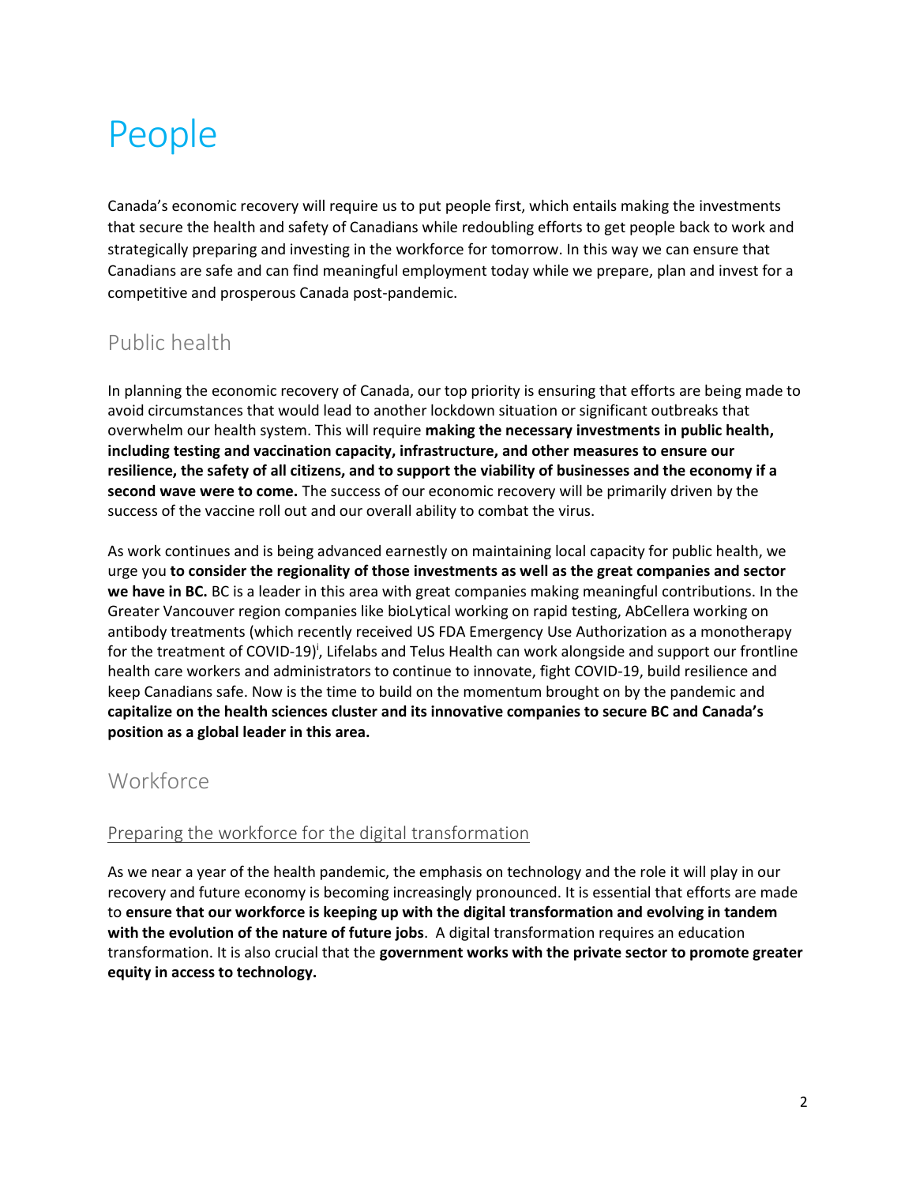# People

Canada's economic recovery will require us to put people first, which entails making the investments that secure the health and safety of Canadians while redoubling efforts to get people back to work and strategically preparing and investing in the workforce for tomorrow. In this way we can ensure that Canadians are safe and can find meaningful employment today while we prepare, plan and invest for a competitive and prosperous Canada post-pandemic.

## Public health

In planning the economic recovery of Canada, our top priority is ensuring that efforts are being made to avoid circumstances that would lead to another lockdown situation or significant outbreaks that overwhelm our health system. This will require **making the necessary investments in public health, including testing and vaccination capacity, infrastructure, and other measures to ensure our resilience, the safety of all citizens, and to support the viability of businesses and the economy if a second wave were to come.** The success of our economic recovery will be primarily driven by the success of the vaccine roll out and our overall ability to combat the virus.

As work continues and is being advanced earnestly on maintaining local capacity for public health, we urge you **to consider the regionality of those investments as well as the great companies and sector we have in BC.** BC is a leader in this area with great companies making meaningful contributions. In the Greater Vancouver region companies like bioLytical working on rapid testing, AbCellera working on antibody treatments (which recently received US FDA Emergency Use Authorization as a monotherapy for the treatment of COVID-19)[i], Lifelabs and Telus Health can work alongside and support our frontline health care workers and administrators to continue to innovate, fight COVID-19, build resilience and keep Canadians safe. Now is the time to build on the momentum brought on by the pandemic and **capitalize on the health sciences cluster and its innovative companies to secure BC and Canada's position as a global leader in this area.**

## Workforce

### Preparing the workforce for the digital transformation

As we near a year of the health pandemic, the emphasis on technology and the role it will play in our recovery and future economy is becoming increasingly pronounced. It is essential that efforts are made to **ensure that our workforce is keeping up with the digital transformation and evolving in tandem with the evolution of the nature of future jobs**. A digital transformation requires an education transformation. It is also crucial that the **government works with the private sector to promote greater equity in access to technology.**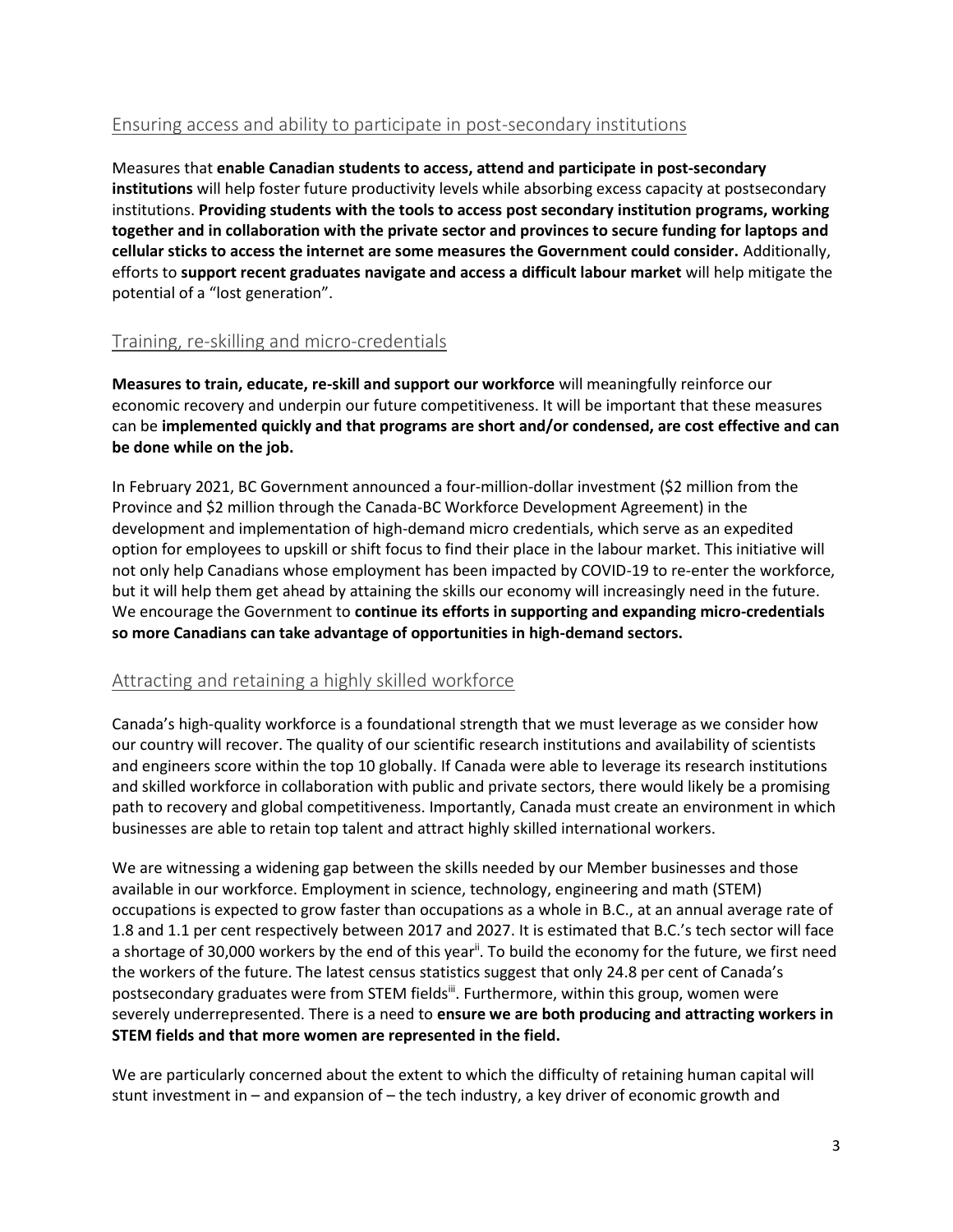## Ensuring access and ability to participate in post-secondary institutions

Measures that **enable Canadian students to access, attend and participate in post-secondary institutions** will help foster future productivity levels while absorbing excess capacity at postsecondary institutions. **Providing students with the tools to access post secondary institution programs, working together and in collaboration with the private sector and provinces to secure funding for laptops and cellular sticks to access the internet are some measures the Government could consider.** Additionally, efforts to **support recent graduates navigate and access a difficult labour market** will help mitigate the potential of a "lost generation".

## Training, re-skilling and micro-credentials

**Measures to train, educate, re-skill and support our workforce** will meaningfully reinforce our economic recovery and underpin our future competitiveness. It will be important that these measures can be **implemented quickly and that programs are short and/or condensed, are cost effective and can be done while on the job.**

In February 2021, BC Government announced a four-million-dollar investment ($2 million from the Province and $2 million through the Canada-BC Workforce Development Agreement) in the development and implementation of high-demand micro credentials, which serve as an expedited option for employees to upskill or shift focus to find their place in the labour market. This initiative will not only help Canadians whose employment has been impacted by COVID-19 to re-enter the workforce, but it will help them get ahead by attaining the skills our economy will increasingly need in the future. We encourage the Government to **continue its efforts in supporting and expanding micro-credentials so more Canadians can take advantage of opportunities in high-demand sectors.**

## Attracting and retaining a highly skilled workforce

Canada's high-quality workforce is a foundational strength that we must leverage as we consider how our country will recover. The quality of our scientific research institutions and availability of scientists and engineers score within the top 10 globally. If Canada were able to leverage its research institutions and skilled workforce in collaboration with public and private sectors, there would likely be a promising path to recovery and global competitiveness. Importantly, Canada must create an environment in which businesses are able to retain top talent and attract highly skilled international workers.

We are witnessing a widening gap between the skills needed by our Member businesses and those available in our workforce. Employment in science, technology, engineering and math (STEM) occupations is expected to grow faster than occupations as a whole in B.C., at an annual average rate of 1.8 and 1.1 per cent respectively between 2017 and 2027. It is estimated that B.C.'s tech sector will face a shortage of 30,000 workers by the end of this year[ii]. To build the economy for the future, we first need the workers of the future. The latest census statistics suggest that only 24.8 per cent of Canada's postsecondary graduates were from STEM fields[iii]. Furthermore, within this group, women were severely underrepresented. There is a need to **ensure we are both producing and attracting workers in STEM fields and that more women are represented in the field.**

We are particularly concerned about the extent to which the difficulty of retaining human capital will stunt investment in – and expansion of – the tech industry, a key driver of economic growth and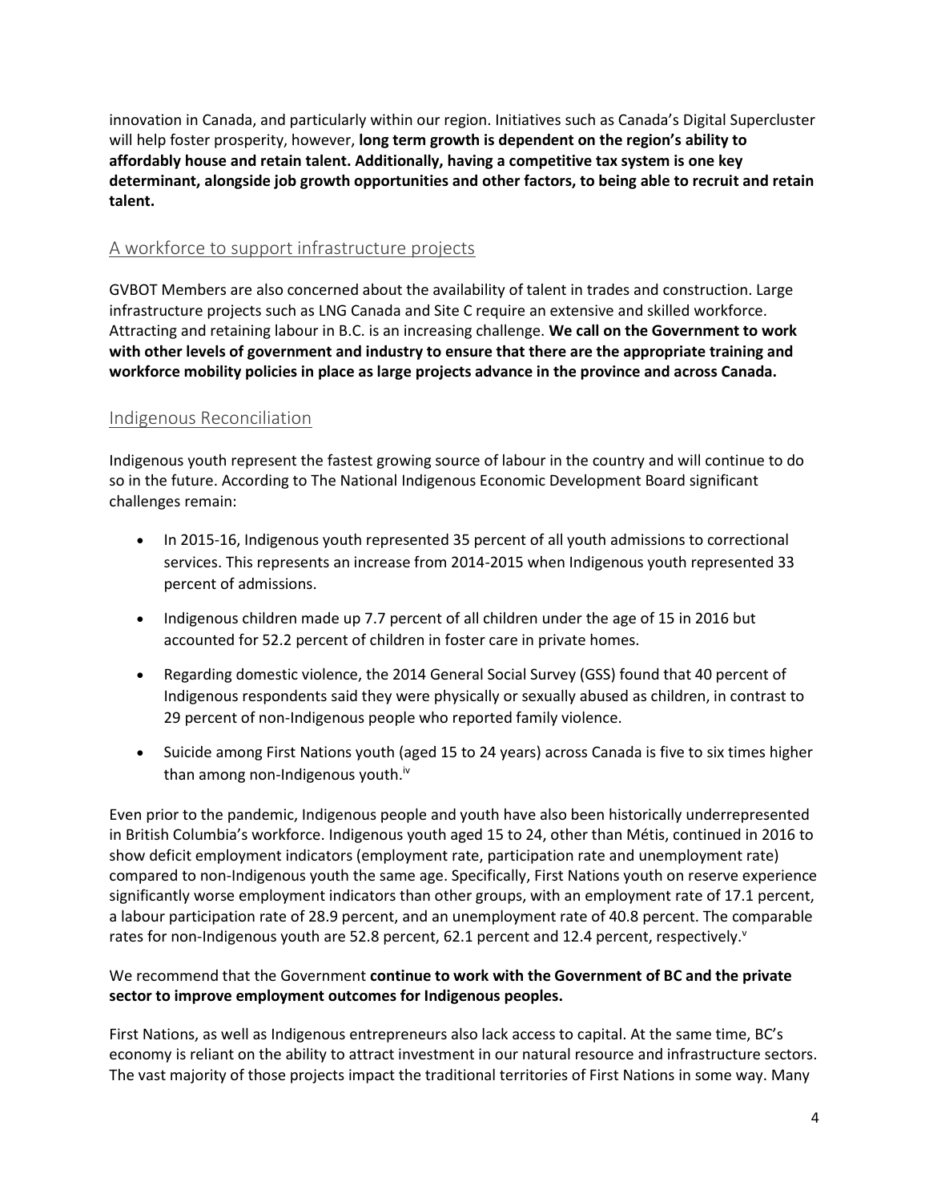innovation in Canada, and particularly within our region. Initiatives such as Canada's Digital Supercluster will help foster prosperity, however, **long term growth is dependent on the region's ability to affordably house and retain talent. Additionally, having a competitive tax system is one key determinant, alongside job growth opportunities and other factors, to being able to recruit and retain talent.**

## A workforce to support infrastructure projects

GVBOT Members are also concerned about the availability of talent in trades and construction. Large infrastructure projects such as LNG Canada and Site C require an extensive and skilled workforce. Attracting and retaining labour in B.C. is an increasing challenge. **We call on the Government to work with other levels of government and industry to ensure that there are the appropriate training and workforce mobility policies in place as large projects advance in the province and across Canada.**

## Indigenous Reconciliation

Indigenous youth represent the fastest growing source of labour in the country and will continue to do so in the future. According to The National Indigenous Economic Development Board significant challenges remain:

- In 2015-16, Indigenous youth represented 35 percent of all youth admissions to correctional services. This represents an increase from 2014-2015 when Indigenous youth represented 33 percent of admissions.
- Indigenous children made up 7.7 percent of all children under the age of 15 in 2016 but accounted for 52.2 percent of children in foster care in private homes.
- Regarding domestic violence, the 2014 General Social Survey (GSS) found that 40 percent of Indigenous respondents said they were physically or sexually abused as children, in contrast to 29 percent of non-Indigenous people who reported family violence.
- Suicide among First Nations youth (aged 15 to 24 years) across Canada is five to six times higher than among non-Indigenous youth.[iv]

Even prior to the pandemic, Indigenous people and youth have also been historically underrepresented in British Columbia's workforce. Indigenous youth aged 15 to 24, other than Métis, continued in 2016 to show deficit employment indicators (employment rate, participation rate and unemployment rate) compared to non-Indigenous youth the same age. Specifically, First Nations youth on reserve experience significantly worse employment indicators than other groups, with an employment rate of 17.1 percent, a labour participation rate of 28.9 percent, and an unemployment rate of 40.8 percent. The comparable rates for non-Indigenous youth are 52.8 percent, 62.1 percent and 12.4 percent, respectively.[v]

We recommend that the Government **continue to work with the Government of BC and the private sector to improve employment outcomes for Indigenous peoples.**

First Nations, as well as Indigenous entrepreneurs also lack access to capital. At the same time, BC's economy is reliant on the ability to attract investment in our natural resource and infrastructure sectors. The vast majority of those projects impact the traditional territories of First Nations in some way. Many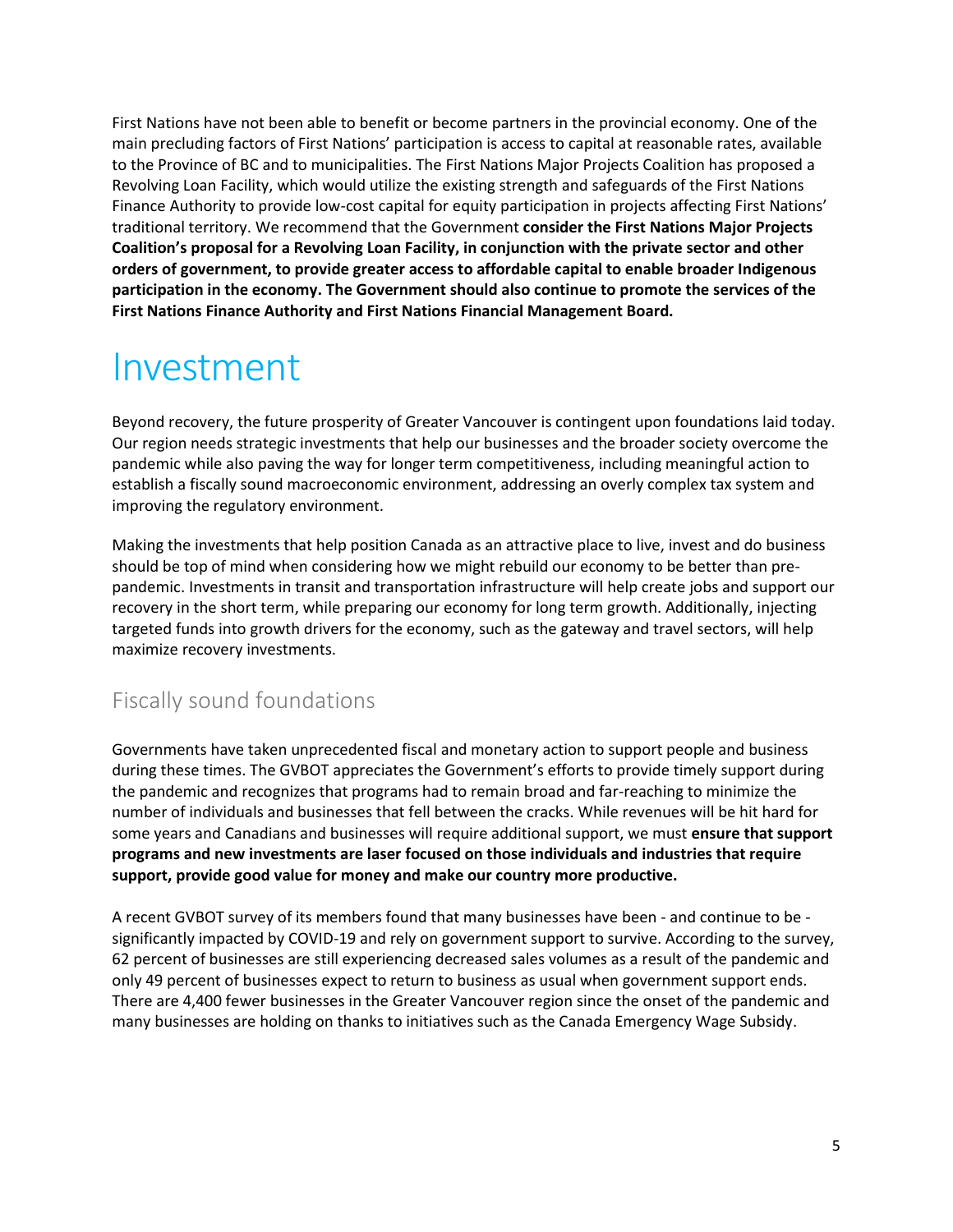First Nations have not been able to benefit or become partners in the provincial economy. One of the main precluding factors of First Nations' participation is access to capital at reasonable rates, available to the Province of BC and to municipalities. The First Nations Major Projects Coalition has proposed a Revolving Loan Facility, which would utilize the existing strength and safeguards of the First Nations Finance Authority to provide low-cost capital for equity participation in projects affecting First Nations' traditional territory. We recommend that the Government **consider the First Nations Major Projects Coalition's proposal for a Revolving Loan Facility, in conjunction with the private sector and other orders of government, to provide greater access to affordable capital to enable broader Indigenous participation in the economy. The Government should also continue to promote the services of the First Nations Finance Authority and First Nations Financial Management Board.**

# Investment

Beyond recovery, the future prosperity of Greater Vancouver is contingent upon foundations laid today. Our region needs strategic investments that help our businesses and the broader society overcome the pandemic while also paving the way for longer term competitiveness, including meaningful action to establish a fiscally sound macroeconomic environment, addressing an overly complex tax system and improving the regulatory environment.

Making the investments that help position Canada as an attractive place to live, invest and do business should be top of mind when considering how we might rebuild our economy to be better than pre-pandemic. Investments in transit and transportation infrastructure will help create jobs and support our recovery in the short term, while preparing our economy for long term growth. Additionally, injecting targeted funds into growth drivers for the economy, such as the gateway and travel sectors, will help maximize recovery investments.

## Fiscally sound foundations

Governments have taken unprecedented fiscal and monetary action to support people and business during these times. The GVBOT appreciates the Government's efforts to provide timely support during the pandemic and recognizes that programs had to remain broad and far-reaching to minimize the number of individuals and businesses that fell between the cracks. While revenues will be hit hard for some years and Canadians and businesses will require additional support, we must **ensure that support programs and new investments are laser focused on those individuals and industries that require support, provide good value for money and make our country more productive.**

A recent GVBOT survey of its members found that many businesses have been - and continue to be - significantly impacted by COVID-19 and rely on government support to survive. According to the survey, 62 percent of businesses are still experiencing decreased sales volumes as a result of the pandemic and only 49 percent of businesses expect to return to business as usual when government support ends. There are 4,400 fewer businesses in the Greater Vancouver region since the onset of the pandemic and many businesses are holding on thanks to initiatives such as the Canada Emergency Wage Subsidy.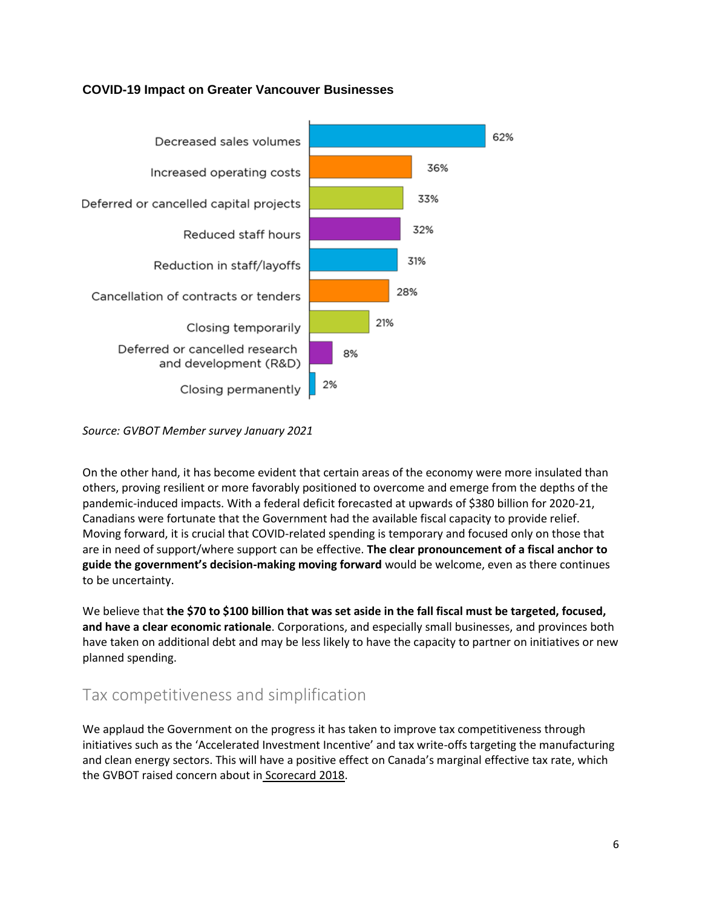**COVID-19 Impact on Greater Vancouver Businesses**

| Impact | Percentage |
|---|---|
| Decreased sales volumes | 62% |
| Increased operating costs | 36% |
| Deferred or cancelled capital projects | 33% |
| Reduced staff hours | 32% |
| Reduction in staff/layoffs | 31% |
| Cancellation of contracts or tenders | 28% |
| Closing temporarily | 21% |
| Deferred or cancelled research and development (R&D) | 8% |
| Closing permanently | 2% |

*Source: GVBOT Member survey January 2021*

On the other hand, it has become evident that certain areas of the economy were more insulated than others, proving resilient or more favorably positioned to overcome and emerge from the depths of the pandemic-induced impacts. With a federal deficit forecasted at upwards of $380 billion for 2020-21, Canadians were fortunate that the Government had the available fiscal capacity to provide relief. Moving forward, it is crucial that COVID-related spending is temporary and focused only on those that are in need of support/where support can be effective. **The clear pronouncement of a fiscal anchor to guide the government's decision-making moving forward** would be welcome, even as there continues to be uncertainty.

We believe that **the $70 to $100 billion that was set aside in the fall fiscal must be targeted, focused, and have a clear economic rationale**. Corporations, and especially small businesses, and provinces both have taken on additional debt and may be less likely to have the capacity to partner on initiatives or new planned spending.

## Tax competitiveness and simplification

We applaud the Government on the progress it has taken to improve tax competitiveness through initiatives such as the 'Accelerated Investment Incentive' and tax write-offs targeting the manufacturing and clean energy sectors. This will have a positive effect on Canada's marginal effective tax rate, which the GVBOT raised concern about in Scorecard 2018.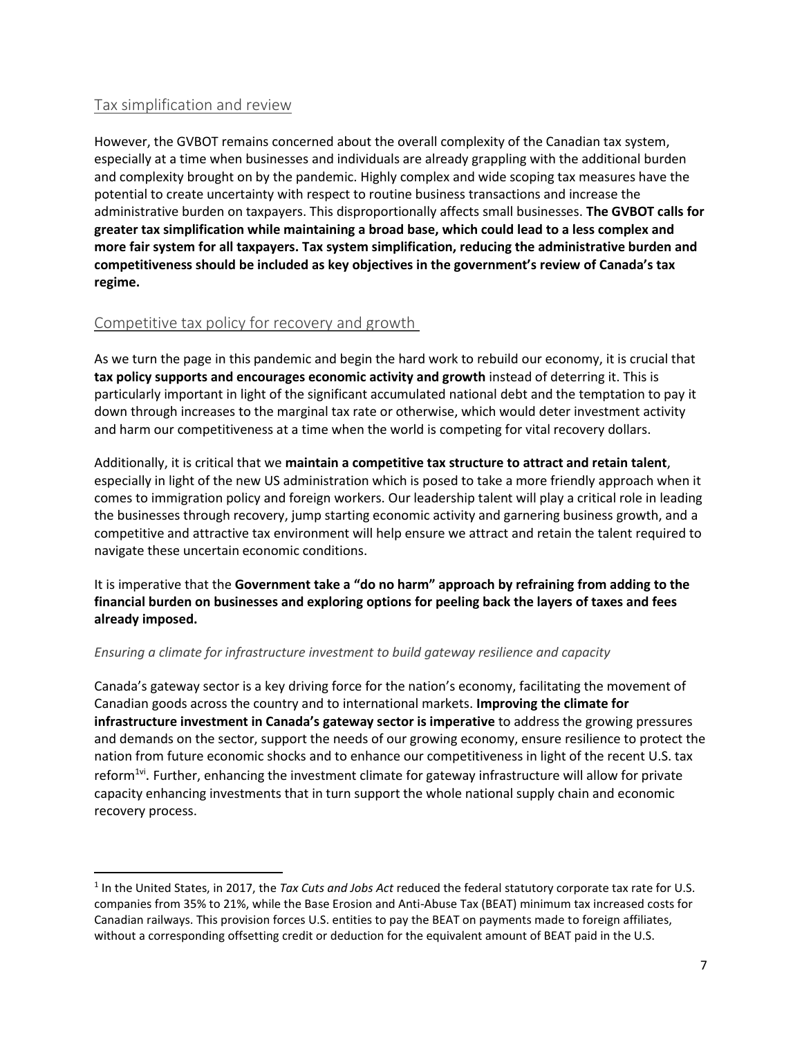## Tax simplification and review

However, the GVBOT remains concerned about the overall complexity of the Canadian tax system, especially at a time when businesses and individuals are already grappling with the additional burden and complexity brought on by the pandemic. Highly complex and wide scoping tax measures have the potential to create uncertainty with respect to routine business transactions and increase the administrative burden on taxpayers. This disproportionally affects small businesses. **The GVBOT calls for greater tax simplification while maintaining a broad base, which could lead to a less complex and more fair system for all taxpayers. Tax system simplification, reducing the administrative burden and competitiveness should be included as key objectives in the government's review of Canada's tax regime.**

## Competitive tax policy for recovery and growth

As we turn the page in this pandemic and begin the hard work to rebuild our economy, it is crucial that **tax policy supports and encourages economic activity and growth** instead of deterring it. This is particularly important in light of the significant accumulated national debt and the temptation to pay it down through increases to the marginal tax rate or otherwise, which would deter investment activity and harm our competitiveness at a time when the world is competing for vital recovery dollars.

Additionally, it is critical that we **maintain a competitive tax structure to attract and retain talent**, especially in light of the new US administration which is posed to take a more friendly approach when it comes to immigration policy and foreign workers. Our leadership talent will play a critical role in leading the businesses through recovery, jump starting economic activity and garnering business growth, and a competitive and attractive tax environment will help ensure we attract and retain the talent required to navigate these uncertain economic conditions.

It is imperative that the **Government take a "do no harm" approach by refraining from adding to the financial burden on businesses and exploring options for peeling back the layers of taxes and fees already imposed.**

*Ensuring a climate for infrastructure investment to build gateway resilience and capacity*

Canada's gateway sector is a key driving force for the nation's economy, facilitating the movement of Canadian goods across the country and to international markets. **Improving the climate for infrastructure investment in Canada's gateway sector is imperative** to address the growing pressures and demands on the sector, support the needs of our growing economy, ensure resilience to protect the nation from future economic shocks and to enhance our competitiveness in light of the recent U.S. tax reform[1][vi]. Further, enhancing the investment climate for gateway infrastructure will allow for private capacity enhancing investments that in turn support the whole national supply chain and economic recovery process.

---

[1] In the United States, in 2017, the *Tax Cuts and Jobs Act* reduced the federal statutory corporate tax rate for U.S. companies from 35% to 21%, while the Base Erosion and Anti-Abuse Tax (BEAT) minimum tax increased costs for Canadian railways. This provision forces U.S. entities to pay the BEAT on payments made to foreign affiliates, without a corresponding offsetting credit or deduction for the equivalent amount of BEAT paid in the U.S.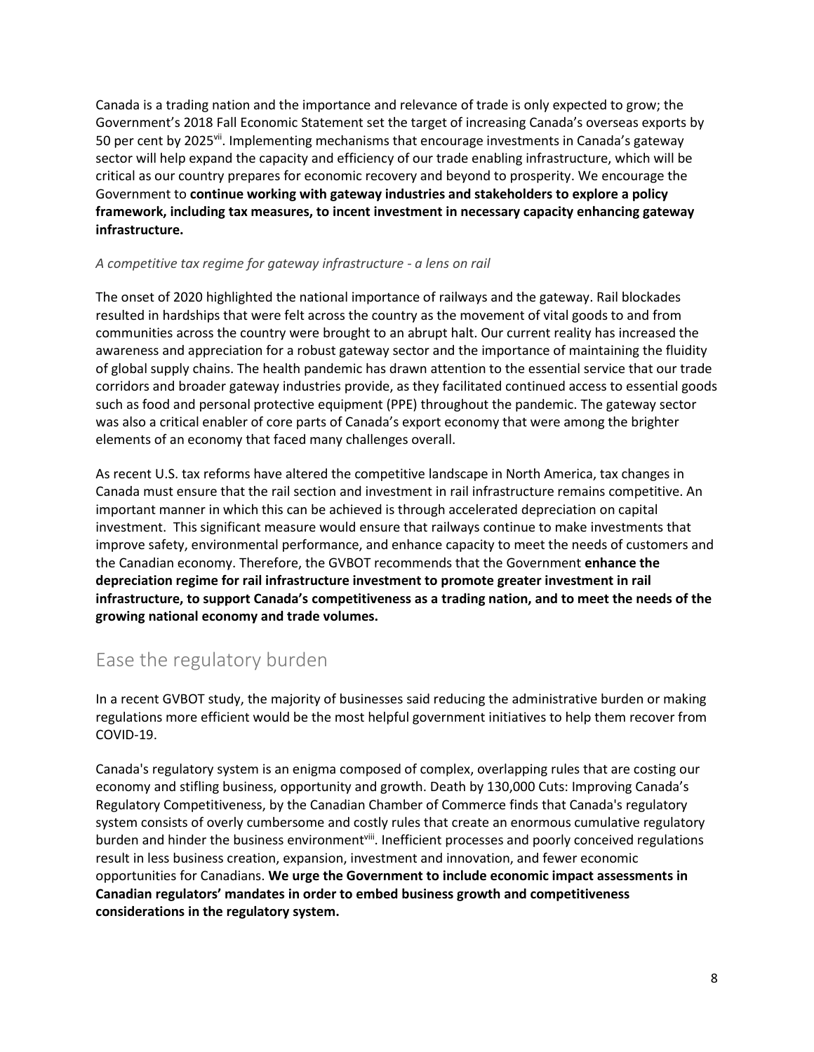Canada is a trading nation and the importance and relevance of trade is only expected to grow; the Government's 2018 Fall Economic Statement set the target of increasing Canada's overseas exports by 50 per cent by 2025[vii]. Implementing mechanisms that encourage investments in Canada's gateway sector will help expand the capacity and efficiency of our trade enabling infrastructure, which will be critical as our country prepares for economic recovery and beyond to prosperity. We encourage the Government to **continue working with gateway industries and stakeholders to explore a policy framework, including tax measures, to incent investment in necessary capacity enhancing gateway infrastructure.**

*A competitive tax regime for gateway infrastructure - a lens on rail*

The onset of 2020 highlighted the national importance of railways and the gateway. Rail blockades resulted in hardships that were felt across the country as the movement of vital goods to and from communities across the country were brought to an abrupt halt. Our current reality has increased the awareness and appreciation for a robust gateway sector and the importance of maintaining the fluidity of global supply chains. The health pandemic has drawn attention to the essential service that our trade corridors and broader gateway industries provide, as they facilitated continued access to essential goods such as food and personal protective equipment (PPE) throughout the pandemic. The gateway sector was also a critical enabler of core parts of Canada's export economy that were among the brighter elements of an economy that faced many challenges overall.

As recent U.S. tax reforms have altered the competitive landscape in North America, tax changes in Canada must ensure that the rail section and investment in rail infrastructure remains competitive. An important manner in which this can be achieved is through accelerated depreciation on capital investment. This significant measure would ensure that railways continue to make investments that improve safety, environmental performance, and enhance capacity to meet the needs of customers and the Canadian economy. Therefore, the GVBOT recommends that the Government **enhance the depreciation regime for rail infrastructure investment to promote greater investment in rail infrastructure, to support Canada's competitiveness as a trading nation, and to meet the needs of the growing national economy and trade volumes.**

## Ease the regulatory burden

In a recent GVBOT study, the majority of businesses said reducing the administrative burden or making regulations more efficient would be the most helpful government initiatives to help them recover from COVID-19.

Canada's regulatory system is an enigma composed of complex, overlapping rules that are costing our economy and stifling business, opportunity and growth. Death by 130,000 Cuts: Improving Canada's Regulatory Competitiveness, by the Canadian Chamber of Commerce finds that Canada's regulatory system consists of overly cumbersome and costly rules that create an enormous cumulative regulatory burden and hinder the business environment[viii]. Inefficient processes and poorly conceived regulations result in less business creation, expansion, investment and innovation, and fewer economic opportunities for Canadians. **We urge the Government to include economic impact assessments in Canadian regulators' mandates in order to embed business growth and competitiveness considerations in the regulatory system.**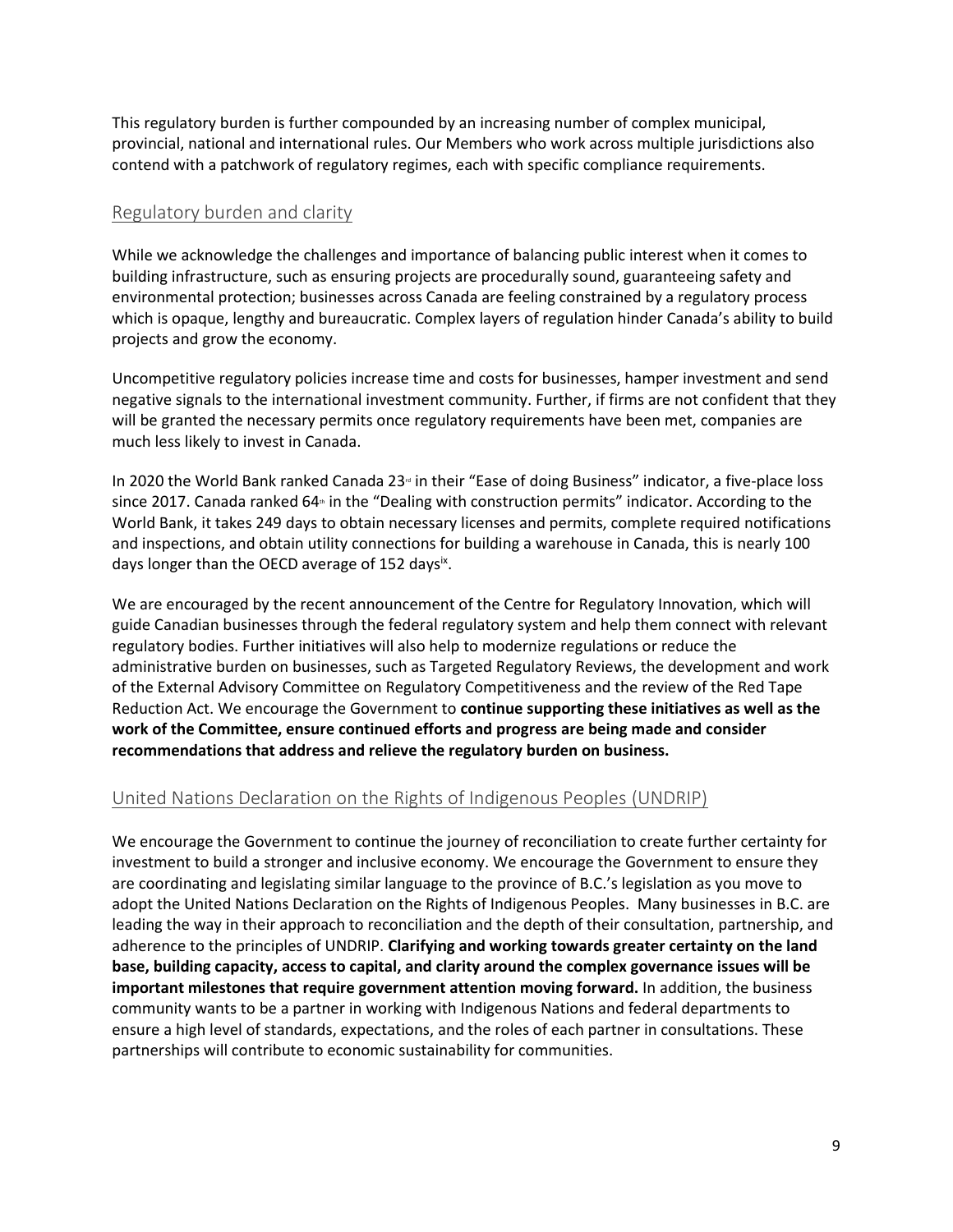This regulatory burden is further compounded by an increasing number of complex municipal, provincial, national and international rules. Our Members who work across multiple jurisdictions also contend with a patchwork of regulatory regimes, each with specific compliance requirements.

## Regulatory burden and clarity

While we acknowledge the challenges and importance of balancing public interest when it comes to building infrastructure, such as ensuring projects are procedurally sound, guaranteeing safety and environmental protection; businesses across Canada are feeling constrained by a regulatory process which is opaque, lengthy and bureaucratic. Complex layers of regulation hinder Canada's ability to build projects and grow the economy.

Uncompetitive regulatory policies increase time and costs for businesses, hamper investment and send negative signals to the international investment community. Further, if firms are not confident that they will be granted the necessary permits once regulatory requirements have been met, companies are much less likely to invest in Canada.

In 2020 the World Bank ranked Canada 23rd in their "Ease of doing Business" indicator, a five-place loss since 2017. Canada ranked 64th in the "Dealing with construction permits" indicator. According to the World Bank, it takes 249 days to obtain necessary licenses and permits, complete required notifications and inspections, and obtain utility connections for building a warehouse in Canada, this is nearly 100 days longer than the OECD average of 152 days[ix].

We are encouraged by the recent announcement of the Centre for Regulatory Innovation, which will guide Canadian businesses through the federal regulatory system and help them connect with relevant regulatory bodies. Further initiatives will also help to modernize regulations or reduce the administrative burden on businesses, such as Targeted Regulatory Reviews, the development and work of the External Advisory Committee on Regulatory Competitiveness and the review of the Red Tape Reduction Act. We encourage the Government to **continue supporting these initiatives as well as the work of the Committee, ensure continued efforts and progress are being made and consider recommendations that address and relieve the regulatory burden on business.**

## United Nations Declaration on the Rights of Indigenous Peoples (UNDRIP)

We encourage the Government to continue the journey of reconciliation to create further certainty for investment to build a stronger and inclusive economy. We encourage the Government to ensure they are coordinating and legislating similar language to the province of B.C.'s legislation as you move to adopt the United Nations Declaration on the Rights of Indigenous Peoples. Many businesses in B.C. are leading the way in their approach to reconciliation and the depth of their consultation, partnership, and adherence to the principles of UNDRIP. **Clarifying and working towards greater certainty on the land base, building capacity, access to capital, and clarity around the complex governance issues will be important milestones that require government attention moving forward.** In addition, the business community wants to be a partner in working with Indigenous Nations and federal departments to ensure a high level of standards, expectations, and the roles of each partner in consultations. These partnerships will contribute to economic sustainability for communities.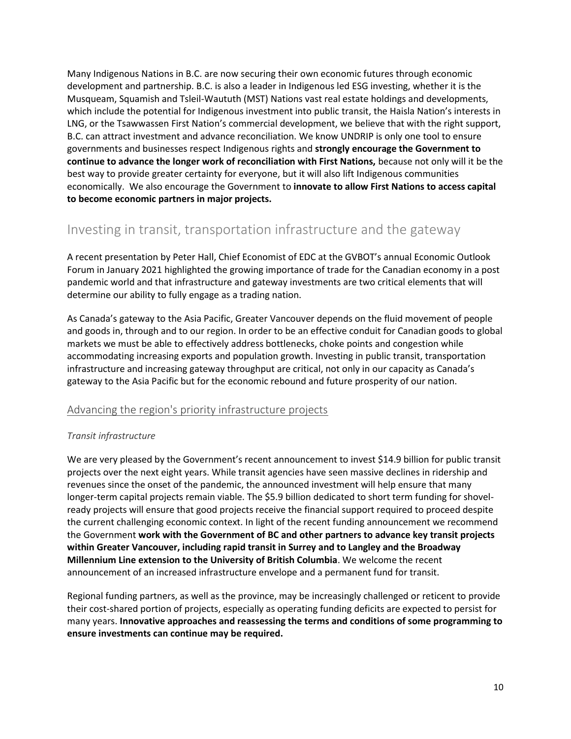Many Indigenous Nations in B.C. are now securing their own economic futures through economic development and partnership. B.C. is also a leader in Indigenous led ESG investing, whether it is the Musqueam, Squamish and Tsleil-Waututh (MST) Nations vast real estate holdings and developments, which include the potential for Indigenous investment into public transit, the Haisla Nation's interests in LNG, or the Tsawwassen First Nation's commercial development, we believe that with the right support, B.C. can attract investment and advance reconciliation. We know UNDRIP is only one tool to ensure governments and businesses respect Indigenous rights and **strongly encourage the Government to continue to advance the longer work of reconciliation with First Nations,** because not only will it be the best way to provide greater certainty for everyone, but it will also lift Indigenous communities economically. We also encourage the Government to **innovate to allow First Nations to access capital to become economic partners in major projects.**

## Investing in transit, transportation infrastructure and the gateway

A recent presentation by Peter Hall, Chief Economist of EDC at the GVBOT's annual Economic Outlook Forum in January 2021 highlighted the growing importance of trade for the Canadian economy in a post pandemic world and that infrastructure and gateway investments are two critical elements that will determine our ability to fully engage as a trading nation.

As Canada's gateway to the Asia Pacific, Greater Vancouver depends on the fluid movement of people and goods in, through and to our region. In order to be an effective conduit for Canadian goods to global markets we must be able to effectively address bottlenecks, choke points and congestion while accommodating increasing exports and population growth. Investing in public transit, transportation infrastructure and increasing gateway throughput are critical, not only in our capacity as Canada's gateway to the Asia Pacific but for the economic rebound and future prosperity of our nation.

### Advancing the region's priority infrastructure projects

*Transit infrastructure*

We are very pleased by the Government's recent announcement to invest $14.9 billion for public transit projects over the next eight years. While transit agencies have seen massive declines in ridership and revenues since the onset of the pandemic, the announced investment will help ensure that many longer-term capital projects remain viable. The $5.9 billion dedicated to short term funding for shovel-ready projects will ensure that good projects receive the financial support required to proceed despite the current challenging economic context. In light of the recent funding announcement we recommend the Government **work with the Government of BC and other partners to advance key transit projects within Greater Vancouver, including rapid transit in Surrey and to Langley and the Broadway Millennium Line extension to the University of British Columbia**. We welcome the recent announcement of an increased infrastructure envelope and a permanent fund for transit.

Regional funding partners, as well as the province, may be increasingly challenged or reticent to provide their cost-shared portion of projects, especially as operating funding deficits are expected to persist for many years. **Innovative approaches and reassessing the terms and conditions of some programming to ensure investments can continue may be required.**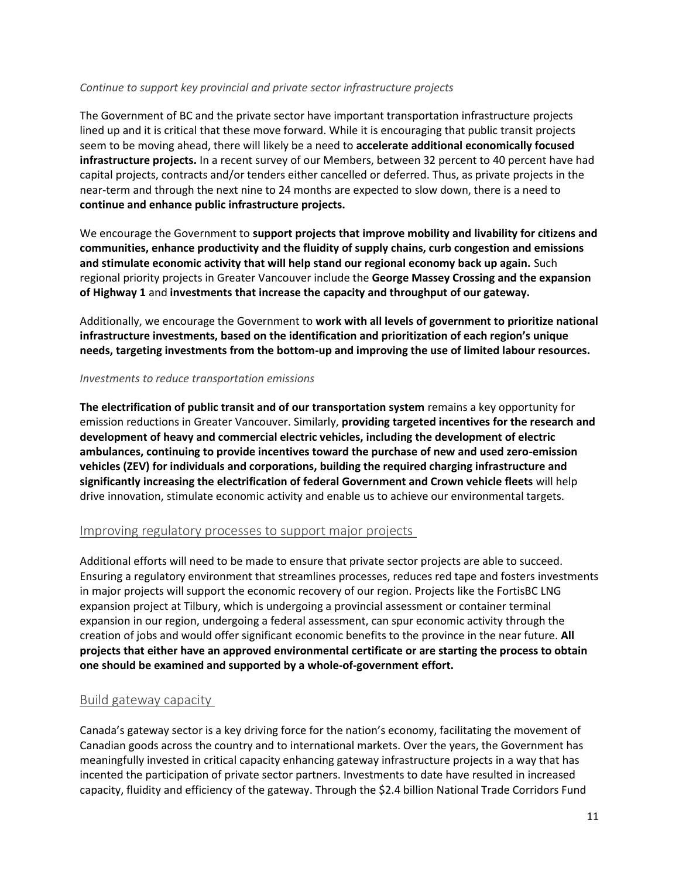*Continue to support key provincial and private sector infrastructure projects*

The Government of BC and the private sector have important transportation infrastructure projects lined up and it is critical that these move forward. While it is encouraging that public transit projects seem to be moving ahead, there will likely be a need to **accelerate additional economically focused infrastructure projects.** In a recent survey of our Members, between 32 percent to 40 percent have had capital projects, contracts and/or tenders either cancelled or deferred. Thus, as private projects in the near-term and through the next nine to 24 months are expected to slow down, there is a need to **continue and enhance public infrastructure projects.**

We encourage the Government to **support projects that improve mobility and livability for citizens and communities, enhance productivity and the fluidity of supply chains, curb congestion and emissions and stimulate economic activity that will help stand our regional economy back up again.** Such regional priority projects in Greater Vancouver include the **George Massey Crossing and the expansion of Highway 1** and **investments that increase the capacity and throughput of our gateway.**

Additionally, we encourage the Government to **work with all levels of government to prioritize national infrastructure investments, based on the identification and prioritization of each region's unique needs, targeting investments from the bottom-up and improving the use of limited labour resources.**

*Investments to reduce transportation emissions*

**The electrification of public transit and of our transportation system** remains a key opportunity for emission reductions in Greater Vancouver. Similarly, **providing targeted incentives for the research and development of heavy and commercial electric vehicles, including the development of electric ambulances, continuing to provide incentives toward the purchase of new and used zero-emission vehicles (ZEV) for individuals and corporations, building the required charging infrastructure and significantly increasing the electrification of federal Government and Crown vehicle fleets** will help drive innovation, stimulate economic activity and enable us to achieve our environmental targets.

## Improving regulatory processes to support major projects

Additional efforts will need to be made to ensure that private sector projects are able to succeed. Ensuring a regulatory environment that streamlines processes, reduces red tape and fosters investments in major projects will support the economic recovery of our region. Projects like the FortisBC LNG expansion project at Tilbury, which is undergoing a provincial assessment or container terminal expansion in our region, undergoing a federal assessment, can spur economic activity through the creation of jobs and would offer significant economic benefits to the province in the near future. **All projects that either have an approved environmental certificate or are starting the process to obtain one should be examined and supported by a whole-of-government effort.**

## Build gateway capacity

Canada's gateway sector is a key driving force for the nation's economy, facilitating the movement of Canadian goods across the country and to international markets. Over the years, the Government has meaningfully invested in critical capacity enhancing gateway infrastructure projects in a way that has incented the participation of private sector partners. Investments to date have resulted in increased capacity, fluidity and efficiency of the gateway. Through the $2.4 billion National Trade Corridors Fund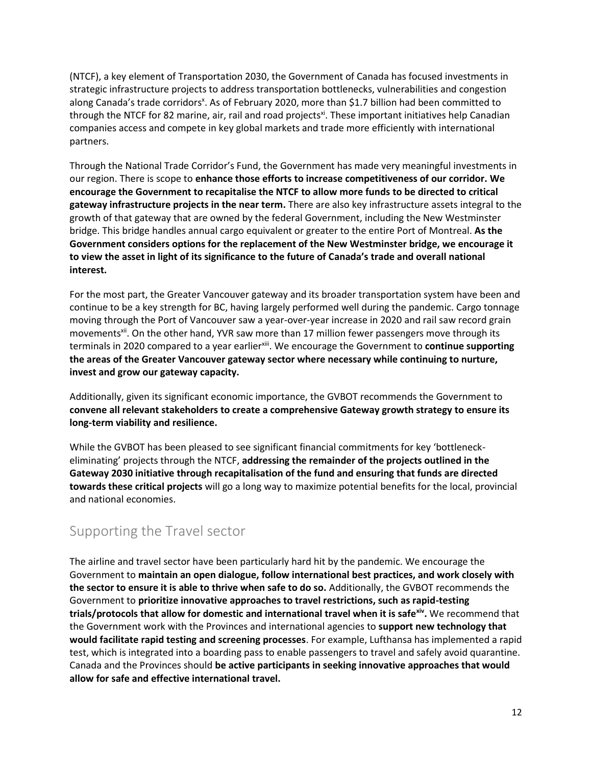(NTCF), a key element of Transportation 2030, the Government of Canada has focused investments in strategic infrastructure projects to address transportation bottlenecks, vulnerabilities and congestion along Canada's trade corridors[x]. As of February 2020, more than $1.7 billion had been committed to through the NTCF for 82 marine, air, rail and road projects[xi]. These important initiatives help Canadian companies access and compete in key global markets and trade more efficiently with international partners.

Through the National Trade Corridor's Fund, the Government has made very meaningful investments in our region. There is scope to **enhance those efforts to increase competitiveness of our corridor. We encourage the Government to recapitalise the NTCF to allow more funds to be directed to critical gateway infrastructure projects in the near term.** There are also key infrastructure assets integral to the growth of that gateway that are owned by the federal Government, including the New Westminster bridge. This bridge handles annual cargo equivalent or greater to the entire Port of Montreal. **As the Government considers options for the replacement of the New Westminster bridge, we encourage it to view the asset in light of its significance to the future of Canada's trade and overall national interest.**

For the most part, the Greater Vancouver gateway and its broader transportation system have been and continue to be a key strength for BC, having largely performed well during the pandemic. Cargo tonnage moving through the Port of Vancouver saw a year-over-year increase in 2020 and rail saw record grain movements[xii]. On the other hand, YVR saw more than 17 million fewer passengers move through its terminals in 2020 compared to a year earlier[xiii]. We encourage the Government to **continue supporting the areas of the Greater Vancouver gateway sector where necessary while continuing to nurture, invest and grow our gateway capacity.**

Additionally, given its significant economic importance, the GVBOT recommends the Government to **convene all relevant stakeholders to create a comprehensive Gateway growth strategy to ensure its long-term viability and resilience.**

While the GVBOT has been pleased to see significant financial commitments for key 'bottleneck-eliminating' projects through the NTCF, **addressing the remainder of the projects outlined in the Gateway 2030 initiative through recapitalisation of the fund and ensuring that funds are directed towards these critical projects** will go a long way to maximize potential benefits for the local, provincial and national economies.

## Supporting the Travel sector

The airline and travel sector have been particularly hard hit by the pandemic. We encourage the Government to **maintain an open dialogue, follow international best practices, and work closely with the sector to ensure it is able to thrive when safe to do so.** Additionally, the GVBOT recommends the Government to **prioritize innovative approaches to travel restrictions, such as rapid-testing trials/protocols that allow for domestic and international travel when it is safe[xiv].** We recommend that the Government work with the Provinces and international agencies to **support new technology that would facilitate rapid testing and screening processes**. For example, Lufthansa has implemented a rapid test, which is integrated into a boarding pass to enable passengers to travel and safely avoid quarantine. Canada and the Provinces should **be active participants in seeking innovative approaches that would allow for safe and effective international travel.**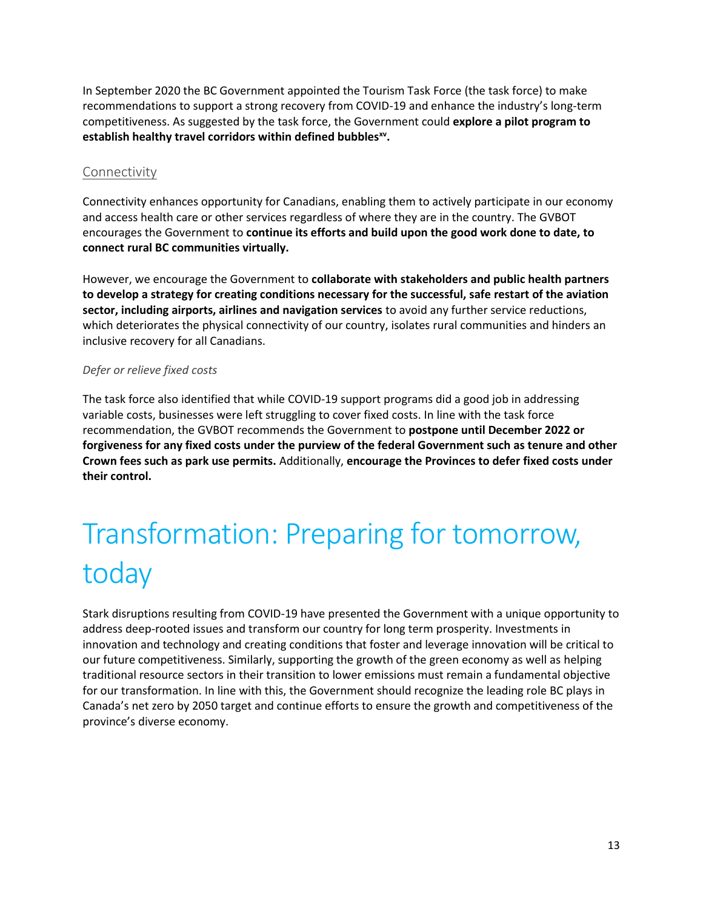In September 2020 the BC Government appointed the Tourism Task Force (the task force) to make recommendations to support a strong recovery from COVID-19 and enhance the industry's long-term competitiveness. As suggested by the task force, the Government could **explore a pilot program to establish healthy travel corridors within defined bubbles[xv].**

### Connectivity

Connectivity enhances opportunity for Canadians, enabling them to actively participate in our economy and access health care or other services regardless of where they are in the country. The GVBOT encourages the Government to **continue its efforts and build upon the good work done to date, to connect rural BC communities virtually.**

However, we encourage the Government to **collaborate with stakeholders and public health partners to develop a strategy for creating conditions necessary for the successful, safe restart of the aviation sector, including airports, airlines and navigation services** to avoid any further service reductions, which deteriorates the physical connectivity of our country, isolates rural communities and hinders an inclusive recovery for all Canadians.

*Defer or relieve fixed costs*

The task force also identified that while COVID-19 support programs did a good job in addressing variable costs, businesses were left struggling to cover fixed costs. In line with the task force recommendation, the GVBOT recommends the Government to **postpone until December 2022 or forgiveness for any fixed costs under the purview of the federal Government such as tenure and other Crown fees such as park use permits.** Additionally, **encourage the Provinces to defer fixed costs under their control.**

# Transformation: Preparing for tomorrow, today

Stark disruptions resulting from COVID-19 have presented the Government with a unique opportunity to address deep-rooted issues and transform our country for long term prosperity. Investments in innovation and technology and creating conditions that foster and leverage innovation will be critical to our future competitiveness. Similarly, supporting the growth of the green economy as well as helping traditional resource sectors in their transition to lower emissions must remain a fundamental objective for our transformation. In line with this, the Government should recognize the leading role BC plays in Canada's net zero by 2050 target and continue efforts to ensure the growth and competitiveness of the province's diverse economy.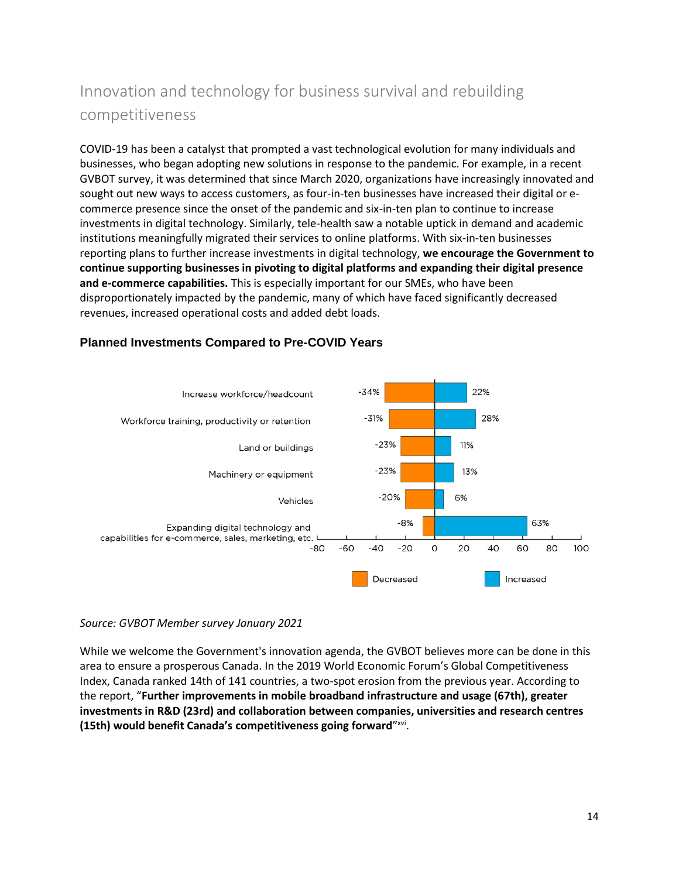## Innovation and technology for business survival and rebuilding competitiveness

COVID-19 has been a catalyst that prompted a vast technological evolution for many individuals and businesses, who began adopting new solutions in response to the pandemic. For example, in a recent GVBOT survey, it was determined that since March 2020, organizations have increasingly innovated and sought out new ways to access customers, as four-in-ten businesses have increased their digital or e-commerce presence since the onset of the pandemic and six-in-ten plan to continue to increase investments in digital technology. Similarly, tele-health saw a notable uptick in demand and academic institutions meaningfully migrated their services to online platforms. With six-in-ten businesses reporting plans to further increase investments in digital technology, **we encourage the Government to continue supporting businesses in pivoting to digital platforms and expanding their digital presence and e-commerce capabilities.** This is especially important for our SMEs, who have been disproportionately impacted by the pandemic, many of which have faced significantly decreased revenues, increased operational costs and added debt loads.

### Planned Investments Compared to Pre-COVID Years

| | Decreased | Increased |
|---|---|---|
| Increase workforce/headcount | -34% | 22% |
| Workforce training, productivity or retention | -31% | 28% |
| Land or buildings | -23% | 11% |
| Machinery or equipment | -23% | 13% |
| Vehicles | -20% | 6% |
| Expanding digital technology and capabilities for e-commerce, sales, marketing, etc. | -8% | 63% |

*Source: GVBOT Member survey January 2021*

While we welcome the Government's innovation agenda, the GVBOT believes more can be done in this area to ensure a prosperous Canada. In the 2019 World Economic Forum's Global Competitiveness Index, Canada ranked 14th of 141 countries, a two-spot erosion from the previous year. According to the report, "**Further improvements in mobile broadband infrastructure and usage (67th), greater investments in R&D (23rd) and collaboration between companies, universities and research centres (15th) would benefit Canada's competitiveness going forward**"[xvi].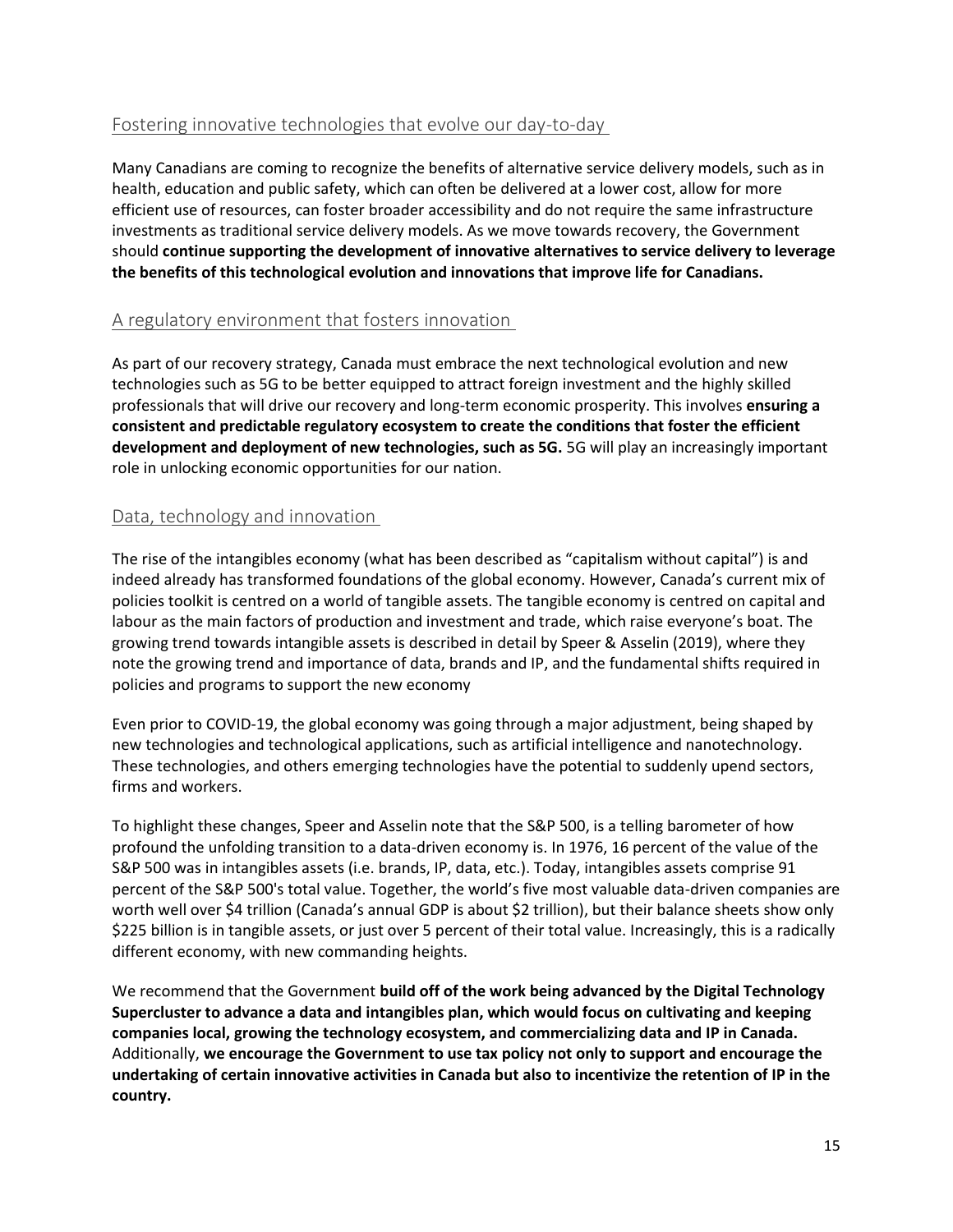## Fostering innovative technologies that evolve our day-to-day

Many Canadians are coming to recognize the benefits of alternative service delivery models, such as in health, education and public safety, which can often be delivered at a lower cost, allow for more efficient use of resources, can foster broader accessibility and do not require the same infrastructure investments as traditional service delivery models. As we move towards recovery, the Government should **continue supporting the development of innovative alternatives to service delivery to leverage the benefits of this technological evolution and innovations that improve life for Canadians.**

## A regulatory environment that fosters innovation

As part of our recovery strategy, Canada must embrace the next technological evolution and new technologies such as 5G to be better equipped to attract foreign investment and the highly skilled professionals that will drive our recovery and long-term economic prosperity. This involves **ensuring a consistent and predictable regulatory ecosystem to create the conditions that foster the efficient development and deployment of new technologies, such as 5G.** 5G will play an increasingly important role in unlocking economic opportunities for our nation.

## Data, technology and innovation

The rise of the intangibles economy (what has been described as "capitalism without capital") is and indeed already has transformed foundations of the global economy. However, Canada's current mix of policies toolkit is centred on a world of tangible assets. The tangible economy is centred on capital and labour as the main factors of production and investment and trade, which raise everyone's boat. The growing trend towards intangible assets is described in detail by Speer & Asselin (2019), where they note the growing trend and importance of data, brands and IP, and the fundamental shifts required in policies and programs to support the new economy

Even prior to COVID-19, the global economy was going through a major adjustment, being shaped by new technologies and technological applications, such as artificial intelligence and nanotechnology. These technologies, and others emerging technologies have the potential to suddenly upend sectors, firms and workers.

To highlight these changes, Speer and Asselin note that the S&P 500, is a telling barometer of how profound the unfolding transition to a data-driven economy is. In 1976, 16 percent of the value of the S&P 500 was in intangibles assets (i.e. brands, IP, data, etc.). Today, intangibles assets comprise 91 percent of the S&P 500's total value. Together, the world's five most valuable data-driven companies are worth well over $4 trillion (Canada's annual GDP is about $2 trillion), but their balance sheets show only $225 billion is in tangible assets, or just over 5 percent of their total value. Increasingly, this is a radically different economy, with new commanding heights.

We recommend that the Government **build off of the work being advanced by the Digital Technology Supercluster to advance a data and intangibles plan, which would focus on cultivating and keeping companies local, growing the technology ecosystem, and commercializing data and IP in Canada.** Additionally, **we encourage the Government to use tax policy not only to support and encourage the undertaking of certain innovative activities in Canada but also to incentivize the retention of IP in the country.**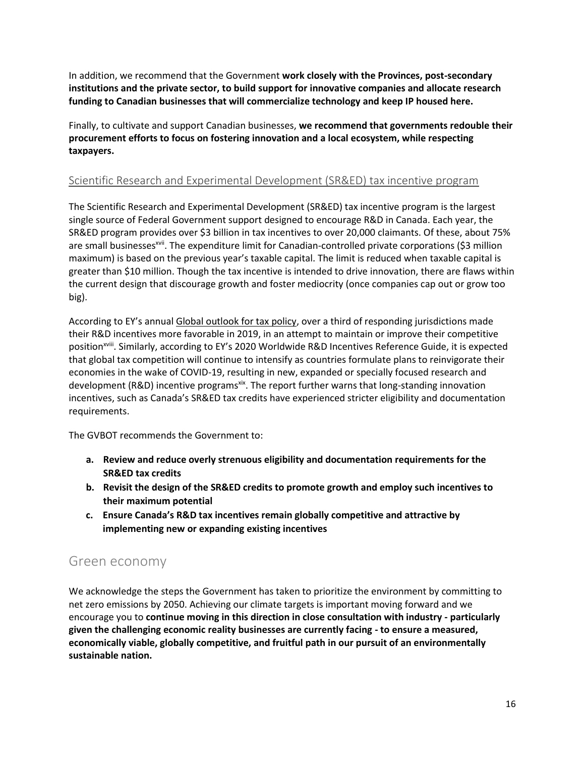In addition, we recommend that the Government **work closely with the Provinces, post-secondary institutions and the private sector, to build support for innovative companies and allocate research funding to Canadian businesses that will commercialize technology and keep IP housed here.**

Finally, to cultivate and support Canadian businesses, **we recommend that governments redouble their procurement efforts to focus on fostering innovation and a local ecosystem, while respecting taxpayers.**

### Scientific Research and Experimental Development (SR&ED) tax incentive program

The Scientific Research and Experimental Development (SR&ED) tax incentive program is the largest single source of Federal Government support designed to encourage R&D in Canada. Each year, the SR&ED program provides over $3 billion in tax incentives to over 20,000 claimants. Of these, about 75% are small businesses[xvii]. The expenditure limit for Canadian-controlled private corporations ($3 million maximum) is based on the previous year's taxable capital. The limit is reduced when taxable capital is greater than $10 million. Though the tax incentive is intended to drive innovation, there are flaws within the current design that discourage growth and foster mediocrity (once companies cap out or grow too big).

According to EY's annual Global outlook for tax policy, over a third of responding jurisdictions made their R&D incentives more favorable in 2019, in an attempt to maintain or improve their competitive position[xviii]. Similarly, according to EY's 2020 Worldwide R&D Incentives Reference Guide, it is expected that global tax competition will continue to intensify as countries formulate plans to reinvigorate their economies in the wake of COVID-19, resulting in new, expanded or specially focused research and development (R&D) incentive programs[xix]. The report further warns that long-standing innovation incentives, such as Canada's SR&ED tax credits have experienced stricter eligibility and documentation requirements.

The GVBOT recommends the Government to:

a. **Review and reduce overly strenuous eligibility and documentation requirements for the SR&ED tax credits**
b. **Revisit the design of the SR&ED credits to promote growth and employ such incentives to their maximum potential**
c. **Ensure Canada's R&D tax incentives remain globally competitive and attractive by implementing new or expanding existing incentives**

## Green economy

We acknowledge the steps the Government has taken to prioritize the environment by committing to net zero emissions by 2050. Achieving our climate targets is important moving forward and we encourage you to **continue moving in this direction in close consultation with industry - particularly given the challenging economic reality businesses are currently facing - to ensure a measured, economically viable, globally competitive, and fruitful path in our pursuit of an environmentally sustainable nation.**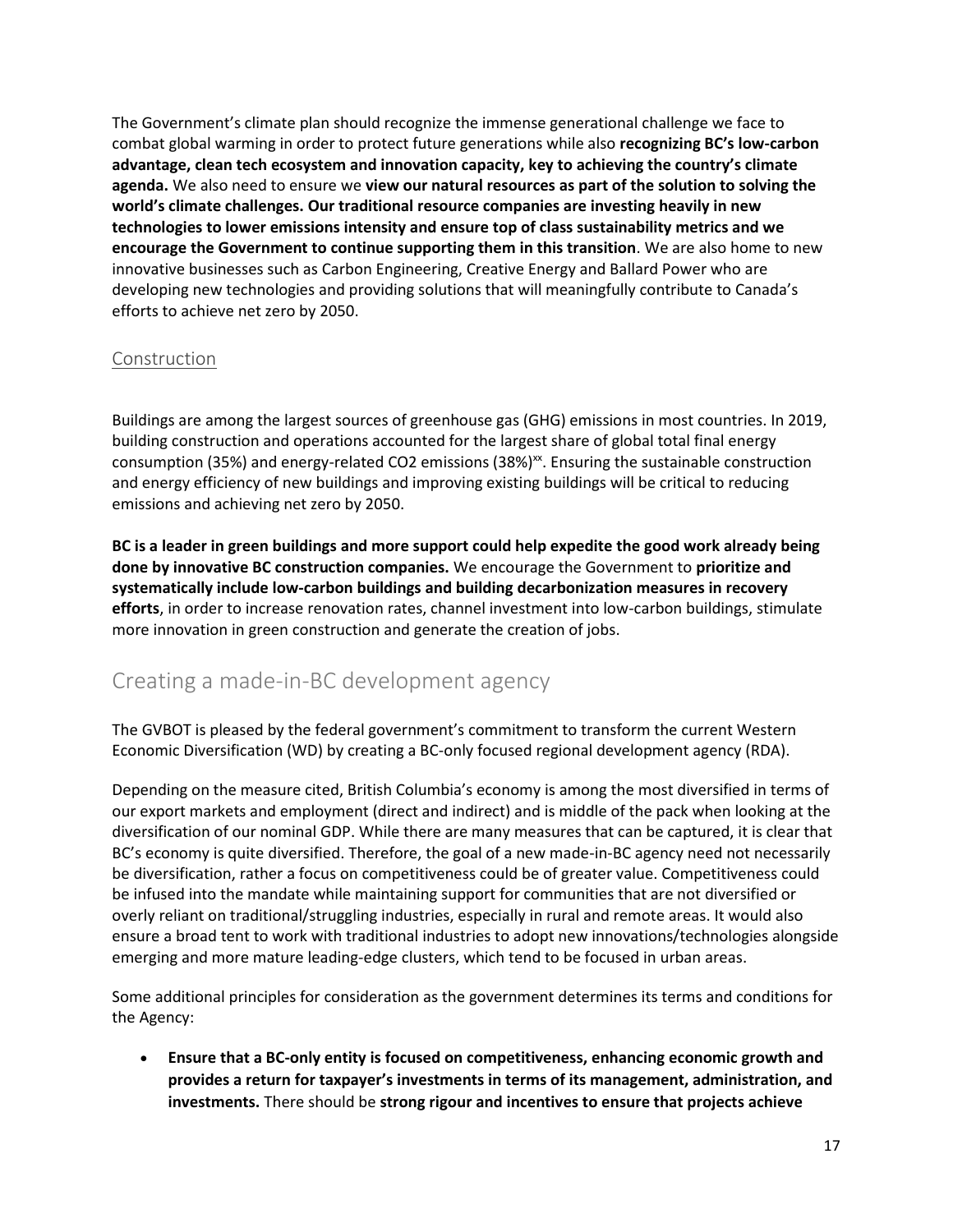The Government's climate plan should recognize the immense generational challenge we face to combat global warming in order to protect future generations while also **recognizing BC's low-carbon advantage, clean tech ecosystem and innovation capacity, key to achieving the country's climate agenda.** We also need to ensure we **view our natural resources as part of the solution to solving the world's climate challenges. Our traditional resource companies are investing heavily in new technologies to lower emissions intensity and ensure top of class sustainability metrics and we encourage the Government to continue supporting them in this transition**. We are also home to new innovative businesses such as Carbon Engineering, Creative Energy and Ballard Power who are developing new technologies and providing solutions that will meaningfully contribute to Canada's efforts to achieve net zero by 2050.

### Construction

Buildings are among the largest sources of greenhouse gas (GHG) emissions in most countries. In 2019, building construction and operations accounted for the largest share of global total final energy consumption (35%) and energy-related CO2 emissions (38%)[xx]. Ensuring the sustainable construction and energy efficiency of new buildings and improving existing buildings will be critical to reducing emissions and achieving net zero by 2050.

**BC is a leader in green buildings and more support could help expedite the good work already being done by innovative BC construction companies.** We encourage the Government to **prioritize and systematically include low-carbon buildings and building decarbonization measures in recovery efforts**, in order to increase renovation rates, channel investment into low-carbon buildings, stimulate more innovation in green construction and generate the creation of jobs.

## Creating a made-in-BC development agency

The GVBOT is pleased by the federal government's commitment to transform the current Western Economic Diversification (WD) by creating a BC-only focused regional development agency (RDA).

Depending on the measure cited, British Columbia's economy is among the most diversified in terms of our export markets and employment (direct and indirect) and is middle of the pack when looking at the diversification of our nominal GDP. While there are many measures that can be captured, it is clear that BC's economy is quite diversified. Therefore, the goal of a new made-in-BC agency need not necessarily be diversification, rather a focus on competitiveness could be of greater value. Competitiveness could be infused into the mandate while maintaining support for communities that are not diversified or overly reliant on traditional/struggling industries, especially in rural and remote areas. It would also ensure a broad tent to work with traditional industries to adopt new innovations/technologies alongside emerging and more mature leading-edge clusters, which tend to be focused in urban areas.

Some additional principles for consideration as the government determines its terms and conditions for the Agency:

- **Ensure that a BC-only entity is focused on competitiveness, enhancing economic growth and provides a return for taxpayer's investments in terms of its management, administration, and investments.** There should be **strong rigour and incentives to ensure that projects achieve**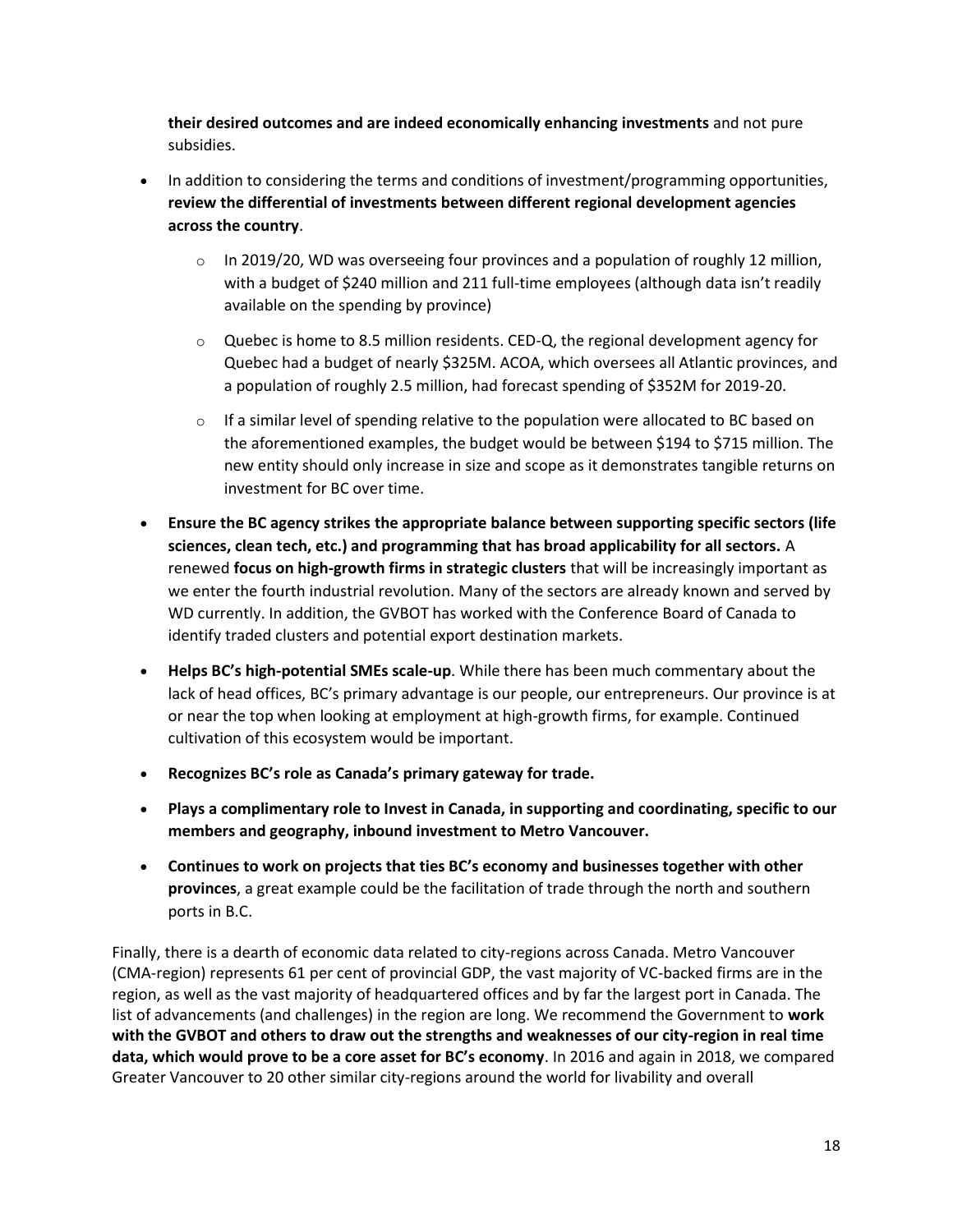**their desired outcomes and are indeed economically enhancing investments** and not pure subsidies.

- In addition to considering the terms and conditions of investment/programming opportunities, **review the differential of investments between different regional development agencies across the country**.
  - In 2019/20, WD was overseeing four provinces and a population of roughly 12 million, with a budget of $240 million and 211 full-time employees (although data isn't readily available on the spending by province)
  - Quebec is home to 8.5 million residents. CED-Q, the regional development agency for Quebec had a budget of nearly $325M. ACOA, which oversees all Atlantic provinces, and a population of roughly 2.5 million, had forecast spending of $352M for 2019-20.
  - If a similar level of spending relative to the population were allocated to BC based on the aforementioned examples, the budget would be between $194 to $715 million. The new entity should only increase in size and scope as it demonstrates tangible returns on investment for BC over time.
- **Ensure the BC agency strikes the appropriate balance between supporting specific sectors (life sciences, clean tech, etc.) and programming that has broad applicability for all sectors.** A renewed **focus on high-growth firms in strategic clusters** that will be increasingly important as we enter the fourth industrial revolution. Many of the sectors are already known and served by WD currently. In addition, the GVBOT has worked with the Conference Board of Canada to identify traded clusters and potential export destination markets.
- **Helps BC's high-potential SMEs scale-up**. While there has been much commentary about the lack of head offices, BC's primary advantage is our people, our entrepreneurs. Our province is at or near the top when looking at employment at high-growth firms, for example. Continued cultivation of this ecosystem would be important.
- **Recognizes BC's role as Canada's primary gateway for trade.**
- **Plays a complimentary role to Invest in Canada, in supporting and coordinating, specific to our members and geography, inbound investment to Metro Vancouver.**
- **Continues to work on projects that ties BC's economy and businesses together with other provinces**, a great example could be the facilitation of trade through the north and southern ports in B.C.

Finally, there is a dearth of economic data related to city-regions across Canada. Metro Vancouver (CMA-region) represents 61 per cent of provincial GDP, the vast majority of VC-backed firms are in the region, as well as the vast majority of headquartered offices and by far the largest port in Canada. The list of advancements (and challenges) in the region are long. We recommend the Government to **work with the GVBOT and others to draw out the strengths and weaknesses of our city-region in real time data, which would prove to be a core asset for BC's economy**. In 2016 and again in 2018, we compared Greater Vancouver to 20 other similar city-regions around the world for livability and overall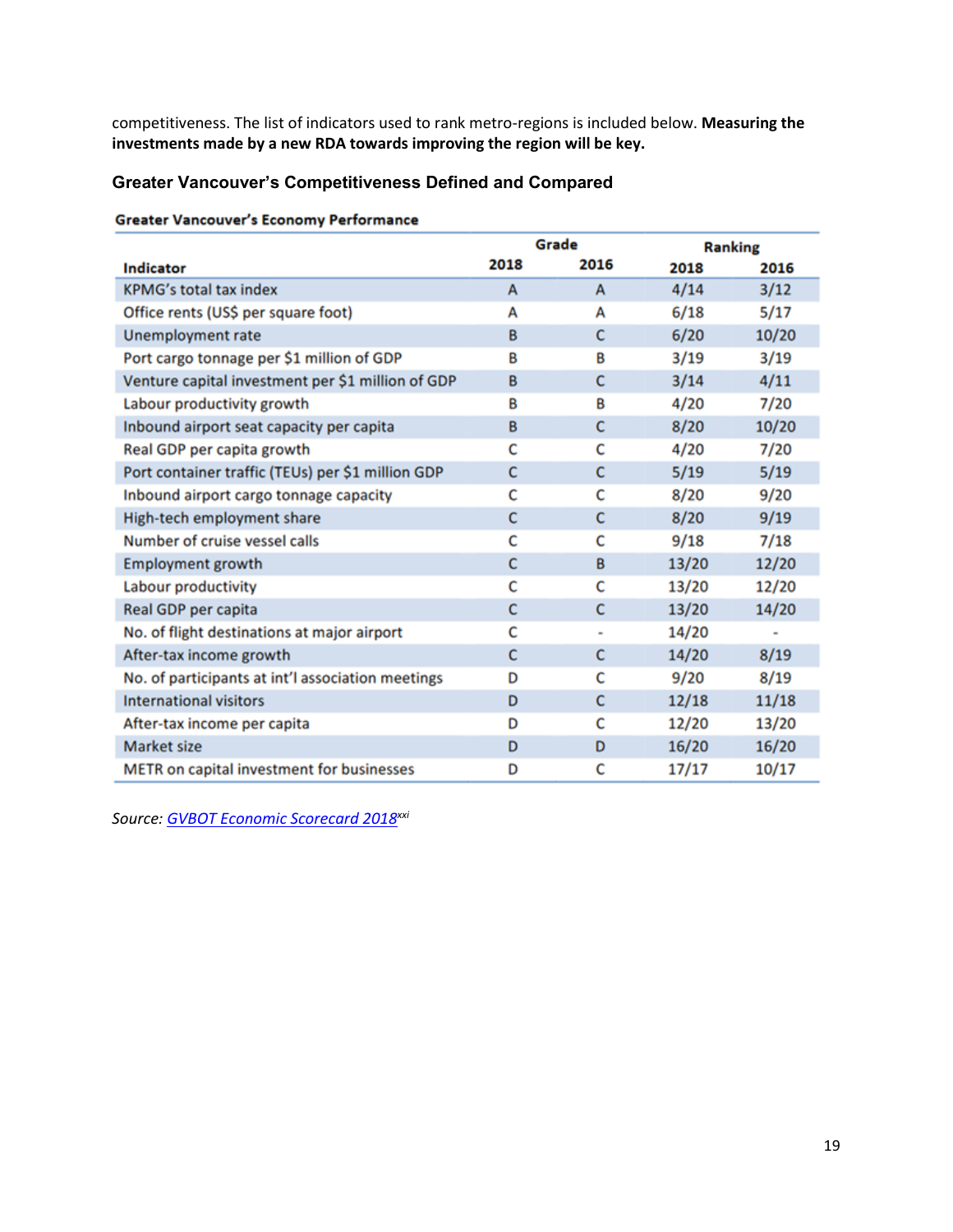competitiveness. The list of indicators used to rank metro-regions is included below. **Measuring the investments made by a new RDA towards improving the region will be key.**

### Greater Vancouver's Competitiveness Defined and Compared

**Greater Vancouver's Economy Performance**

| Indicator | Grade | | Ranking | |
|---|---|---|---|---|
| | 2018 | 2016 | 2018 | 2016 |
| KPMG's total tax index | A | A | 4/14 | 3/12 |
| Office rents (US$ per square foot) | A | A | 6/18 | 5/17 |
| Unemployment rate | B | C | 6/20 | 10/20 |
| Port cargo tonnage per $1 million of GDP | B | B | 3/19 | 3/19 |
| Venture capital investment per $1 million of GDP | B | C | 3/14 | 4/11 |
| Labour productivity growth | B | B | 4/20 | 7/20 |
| Inbound airport seat capacity per capita | B | C | 8/20 | 10/20 |
| Real GDP per capita growth | C | C | 4/20 | 7/20 |
| Port container traffic (TEUs) per $1 million GDP | C | C | 5/19 | 5/19 |
| Inbound airport cargo tonnage capacity | C | C | 8/20 | 9/20 |
| High-tech employment share | C | C | 8/20 | 9/19 |
| Number of cruise vessel calls | C | C | 9/18 | 7/18 |
| Employment growth | C | B | 13/20 | 12/20 |
| Labour productivity | C | C | 13/20 | 12/20 |
| Real GDP per capita | C | C | 13/20 | 14/20 |
| No. of flight destinations at major airport | C | - | 14/20 | - |
| After-tax income growth | C | C | 14/20 | 8/19 |
| No. of participants at int'l association meetings | D | C | 9/20 | 8/19 |
| International visitors | D | C | 12/18 | 11/18 |
| After-tax income per capita | D | C | 12/20 | 13/20 |
| Market size | D | D | 16/20 | 16/20 |
| METR on capital investment for businesses | D | C | 17/17 | 10/17 |

*Source: GVBOT Economic Scorecard 2018*[xxi]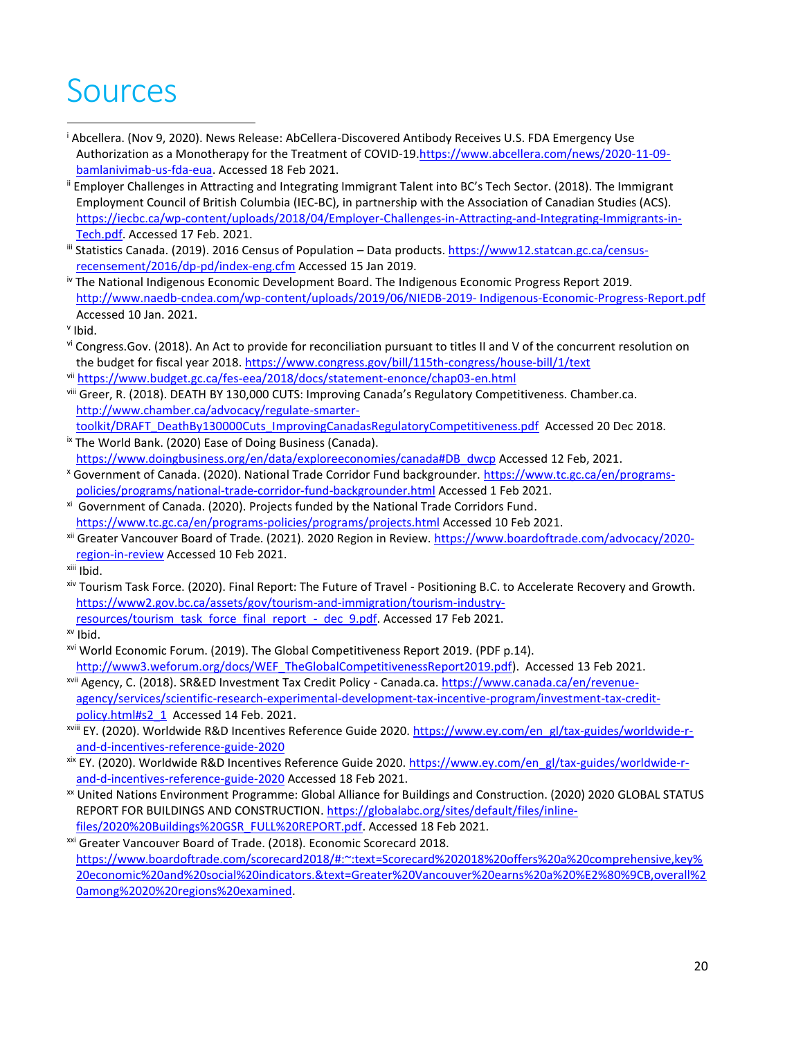# Sources

[i] Abcellera. (Nov 9, 2020). News Release: AbCellera-Discovered Antibody Receives U.S. FDA Emergency Use Authorization as a Monotherapy for the Treatment of COVID-19.https://www.abcellera.com/news/2020-11-09-bamlanivimab-us-fda-eua. Accessed 18 Feb 2021.

[ii] Employer Challenges in Attracting and Integrating Immigrant Talent into BC's Tech Sector. (2018). The Immigrant Employment Council of British Columbia (IEC-BC), in partnership with the Association of Canadian Studies (ACS). https://iecbc.ca/wp-content/uploads/2018/04/Employer-Challenges-in-Attracting-and-Integrating-Immigrants-in-Tech.pdf. Accessed 17 Feb. 2021.

[iii] Statistics Canada. (2019). 2016 Census of Population – Data products. https://www12.statcan.gc.ca/census-recensement/2016/dp-pd/index-eng.cfm Accessed 15 Jan 2019.

[iv] The National Indigenous Economic Development Board. The Indigenous Economic Progress Report 2019. http://www.naedb-cndea.com/wp-content/uploads/2019/06/NIEDB-2019- Indigenous-Economic-Progress-Report.pdf Accessed 10 Jan. 2021.

[v] Ibid.

[vi] Congress.Gov. (2018). An Act to provide for reconciliation pursuant to titles II and V of the concurrent resolution on the budget for fiscal year 2018. https://www.congress.gov/bill/115th-congress/house-bill/1/text

[vii] https://www.budget.gc.ca/fes-eea/2018/docs/statement-enonce/chap03-en.html

[viii] Greer, R. (2018). DEATH BY 130,000 CUTS: Improving Canada's Regulatory Competitiveness. Chamber.ca. http://www.chamber.ca/advocacy/regulate-smarter-toolkit/DRAFT_DeathBy130000Cuts_ImprovingCanadasRegulatoryCompetitiveness.pdf Accessed 20 Dec 2018.

[ix] The World Bank. (2020) Ease of Doing Business (Canada). https://www.doingbusiness.org/en/data/exploreeconomies/canada#DB_dwcp Accessed 12 Feb, 2021.

[x] Government of Canada. (2020). National Trade Corridor Fund backgrounder. https://www.tc.gc.ca/en/programs-policies/programs/national-trade-corridor-fund-backgrounder.html Accessed 1 Feb 2021.

[xi] Government of Canada. (2020). Projects funded by the National Trade Corridors Fund. https://www.tc.gc.ca/en/programs-policies/programs/projects.html Accessed 10 Feb 2021.

[xii] Greater Vancouver Board of Trade. (2021). 2020 Region in Review. https://www.boardoftrade.com/advocacy/2020-region-in-review Accessed 10 Feb 2021.

[xiii] Ibid.

[xiv] Tourism Task Force. (2020). Final Report: The Future of Travel - Positioning B.C. to Accelerate Recovery and Growth. https://www2.gov.bc.ca/assets/gov/tourism-and-immigration/tourism-industry-resources/tourism_task_force_final_report_-_dec_9.pdf. Accessed 17 Feb 2021.

[xv] Ibid.

[xvi] World Economic Forum. (2019). The Global Competitiveness Report 2019. (PDF p.14). http://www3.weforum.org/docs/WEF_TheGlobalCompetitivenessReport2019.pdf). Accessed 13 Feb 2021.

[xvii] Agency, C. (2018). SR&ED Investment Tax Credit Policy - Canada.ca. https://www.canada.ca/en/revenue-agency/services/scientific-research-experimental-development-tax-incentive-program/investment-tax-credit-policy.html#s2_1 Accessed 14 Feb. 2021.

[xviii] EY. (2020). Worldwide R&D Incentives Reference Guide 2020. https://www.ey.com/en_gl/tax-guides/worldwide-r-and-d-incentives-reference-guide-2020

[xix] EY. (2020). Worldwide R&D Incentives Reference Guide 2020. https://www.ey.com/en_gl/tax-guides/worldwide-r-and-d-incentives-reference-guide-2020 Accessed 18 Feb 2021.

[xx] United Nations Environment Programme: Global Alliance for Buildings and Construction. (2020) 2020 GLOBAL STATUS REPORT FOR BUILDINGS AND CONSTRUCTION. https://globalabc.org/sites/default/files/inline-files/2020%20Buildings%20GSR_FULL%20REPORT.pdf. Accessed 18 Feb 2021.

[xxi] Greater Vancouver Board of Trade. (2018). Economic Scorecard 2018. https://www.boardoftrade.com/scorecard2018/#:~:text=Scorecard%202018%20offers%20a%20comprehensive,key%20economic%20and%20social%20indicators.&text=Greater%20Vancouver%20earns%20a%20%E2%80%9CB,overall%20among%2020%20regions%20examined.